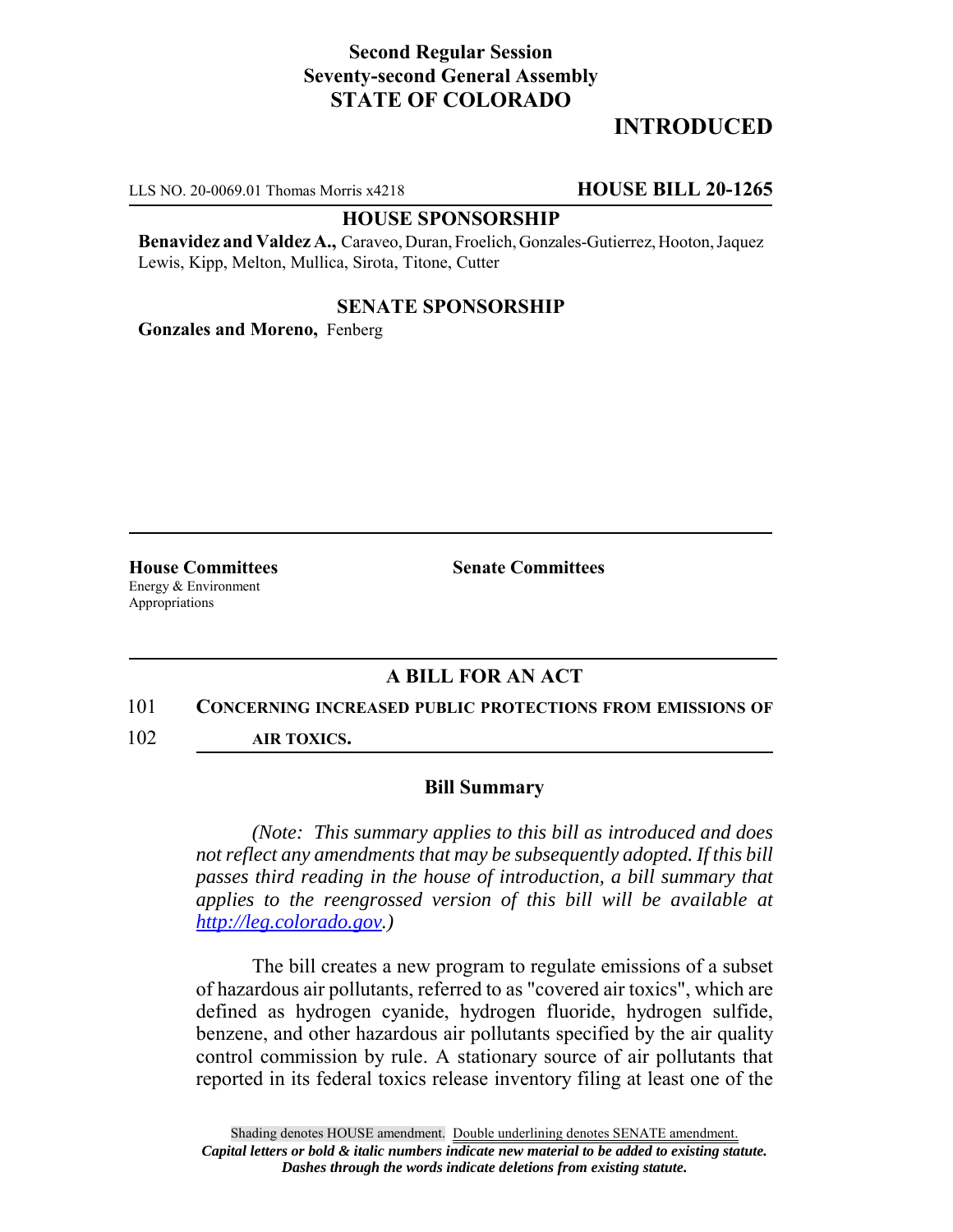**Second Regular Session**
**Seventy-second General Assembly**
**STATE OF COLORADO**

# INTRODUCED

LLS NO. 20-0069.01 Thomas Morris x4218 **HOUSE BILL 20-1265**

**HOUSE SPONSORSHIP**

**Benavidez and Valdez A.,** Caraveo, Duran, Froelich, Gonzales-Gutierrez, Hooton, Jaquez Lewis, Kipp, Melton, Mullica, Sirota, Titone, Cutter

**SENATE SPONSORSHIP**

**Gonzales and Moreno,** Fenberg

**House Committees**
Energy & Environment
Appropriations

**Senate Committees**

## A BILL FOR AN ACT

101 **CONCERNING INCREASED PUBLIC PROTECTIONS FROM EMISSIONS OF**
102 **AIR TOXICS.**

### Bill Summary

*(Note: This summary applies to this bill as introduced and does not reflect any amendments that may be subsequently adopted. If this bill passes third reading in the house of introduction, a bill summary that applies to the reengrossed version of this bill will be available at [http://leg.colorado.gov](http://leg.colorado.gov).)*

The bill creates a new program to regulate emissions of a subset of hazardous air pollutants, referred to as "covered air toxics", which are defined as hydrogen cyanide, hydrogen fluoride, hydrogen sulfide, benzene, and other hazardous air pollutants specified by the air quality control commission by rule. A stationary source of air pollutants that reported in its federal toxics release inventory filing at least one of the

Shading denotes HOUSE amendment. Double underlining denotes SENATE amendment.
*Capital letters or bold & italic numbers indicate new material to be added to existing statute.*
*Dashes through the words indicate deletions from existing statute.*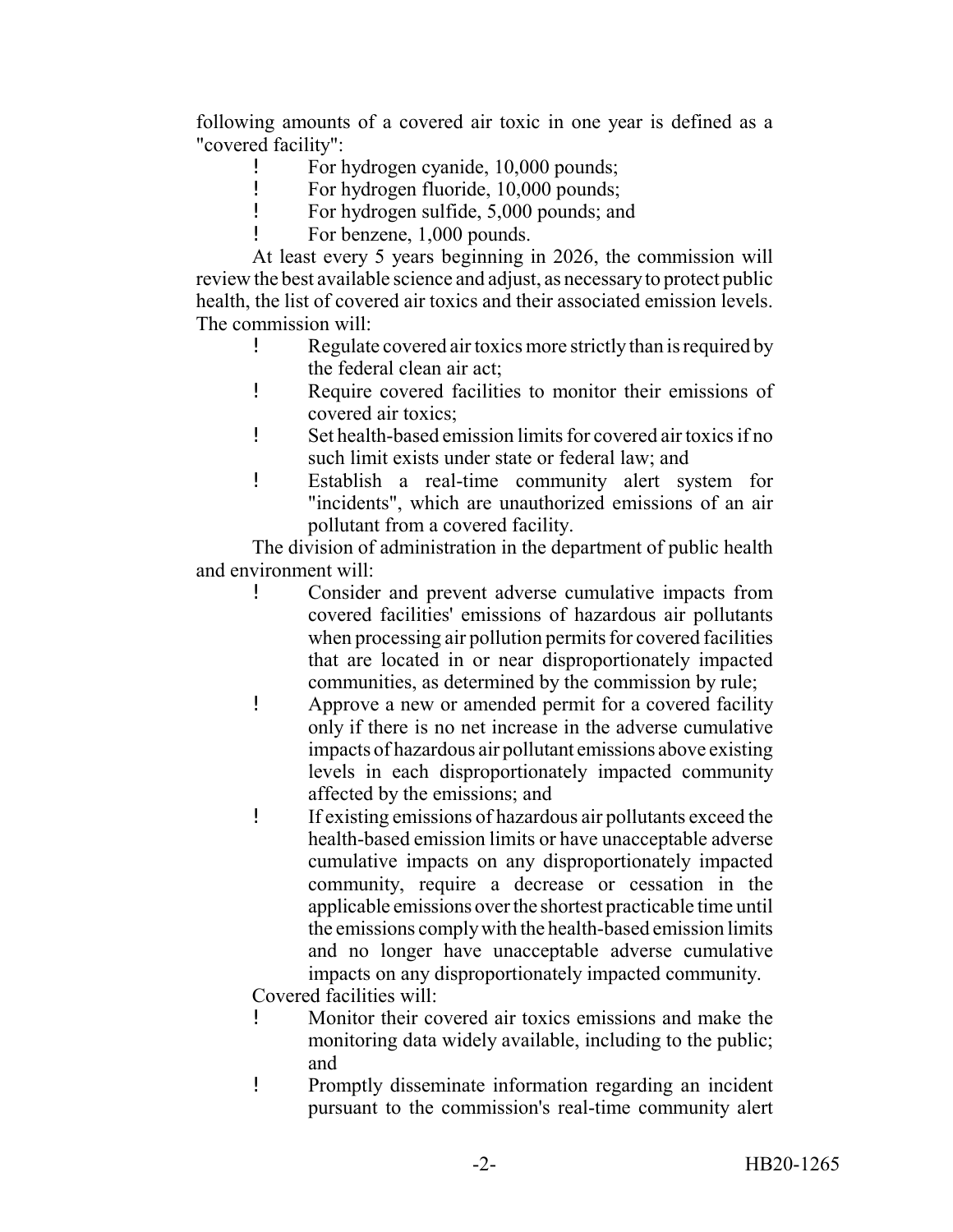following amounts of a covered air toxic in one year is defined as a "covered facility":

- For hydrogen cyanide, 10,000 pounds;
- For hydrogen fluoride, 10,000 pounds;
- For hydrogen sulfide, 5,000 pounds; and
- For benzene, 1,000 pounds.

At least every 5 years beginning in 2026, the commission will review the best available science and adjust, as necessary to protect public health, the list of covered air toxics and their associated emission levels. The commission will:

- Regulate covered air toxics more strictly than is required by the federal clean air act;
- Require covered facilities to monitor their emissions of covered air toxics;
- Set health-based emission limits for covered air toxics if no such limit exists under state or federal law; and
- Establish a real-time community alert system for "incidents", which are unauthorized emissions of an air pollutant from a covered facility.

The division of administration in the department of public health and environment will:

- Consider and prevent adverse cumulative impacts from covered facilities' emissions of hazardous air pollutants when processing air pollution permits for covered facilities that are located in or near disproportionately impacted communities, as determined by the commission by rule;
- Approve a new or amended permit for a covered facility only if there is no net increase in the adverse cumulative impacts of hazardous air pollutant emissions above existing levels in each disproportionately impacted community affected by the emissions; and
- If existing emissions of hazardous air pollutants exceed the health-based emission limits or have unacceptable adverse cumulative impacts on any disproportionately impacted community, require a decrease or cessation in the applicable emissions over the shortest practicable time until the emissions comply with the health-based emission limits and no longer have unacceptable adverse cumulative impacts on any disproportionately impacted community.

Covered facilities will:

- Monitor their covered air toxics emissions and make the monitoring data widely available, including to the public; and
- Promptly disseminate information regarding an incident pursuant to the commission's real-time community alert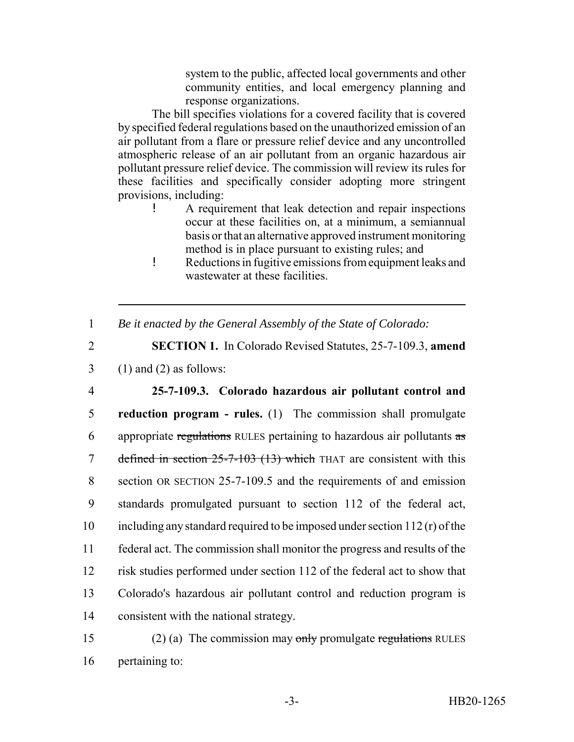system to the public, affected local governments and other community entities, and local emergency planning and response organizations.

The bill specifies violations for a covered facility that is covered by specified federal regulations based on the unauthorized emission of an air pollutant from a flare or pressure relief device and any uncontrolled atmospheric release of an air pollutant from an organic hazardous air pollutant pressure relief device. The commission will review its rules for these facilities and specifically consider adopting more stringent provisions, including:

- A requirement that leak detection and repair inspections occur at these facilities on, at a minimum, a semiannual basis or that an alternative approved instrument monitoring method is in place pursuant to existing rules; and
- Reductions in fugitive emissions from equipment leaks and wastewater at these facilities.

---

1 *Be it enacted by the General Assembly of the State of Colorado:*

2 **SECTION 1.** In Colorado Revised Statutes, 25-7-109.3, **amend**
3 (1) and (2) as follows:

4 **25-7-109.3. Colorado hazardous air pollutant control and**
5 **reduction program - rules.** (1) The commission shall promulgate
6 appropriate ~~regulations~~ RULES pertaining to hazardous air pollutants ~~as~~
7 ~~defined in section 25-7-103 (13) which~~ THAT are consistent with this
8 section OR SECTION 25-7-109.5 and the requirements of and emission
9 standards promulgated pursuant to section 112 of the federal act,
10 including any standard required to be imposed under section 112 (r) of the
11 federal act. The commission shall monitor the progress and results of the
12 risk studies performed under section 112 of the federal act to show that
13 Colorado's hazardous air pollutant control and reduction program is
14 consistent with the national strategy.

15 (2) (a) The commission may ~~only~~ promulgate ~~regulations~~ RULES
16 pertaining to: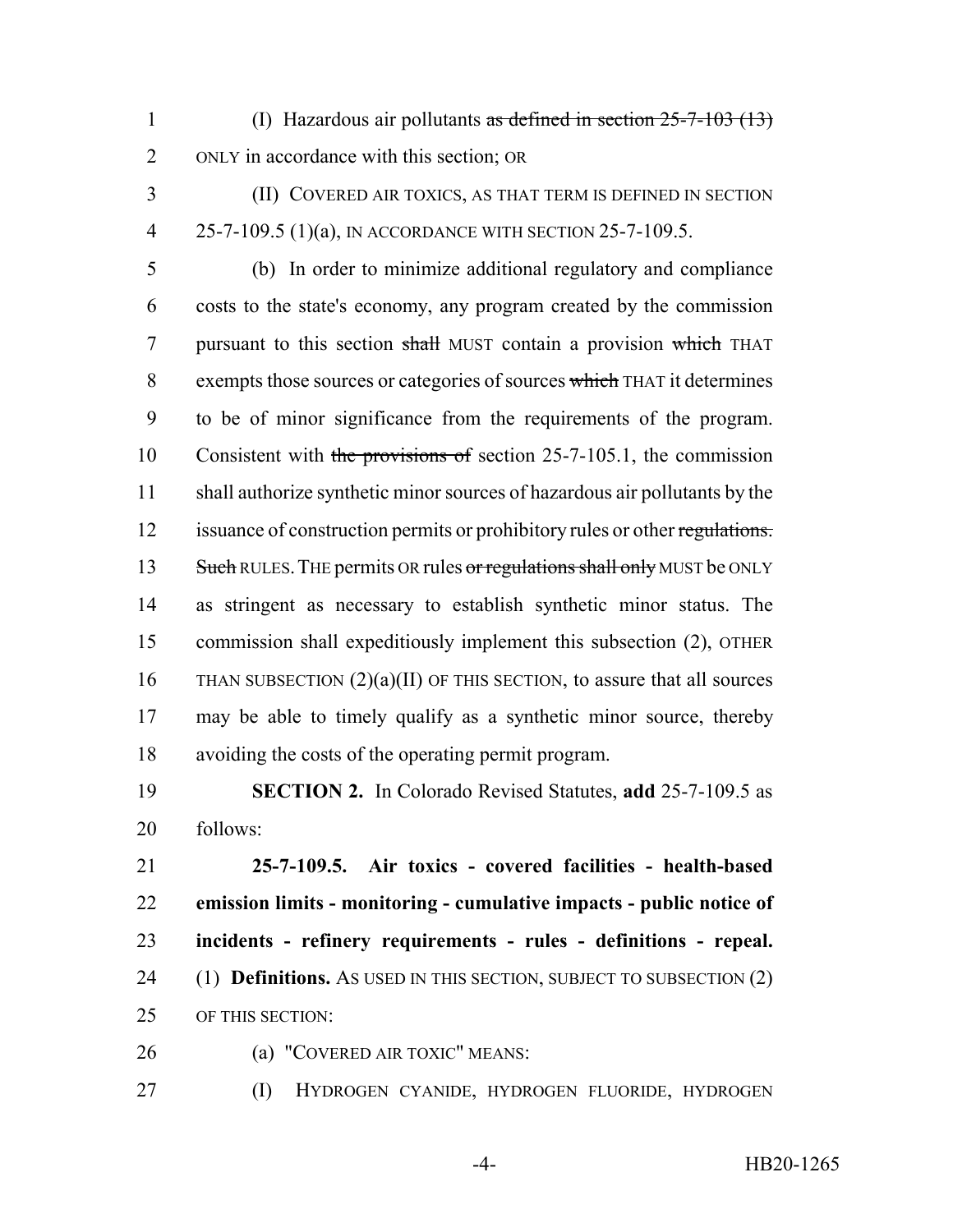(I) Hazardous air pollutants ~~as defined in section 25-7-103 (13)~~ ONLY in accordance with this section; OR

(II) COVERED AIR TOXICS, AS THAT TERM IS DEFINED IN SECTION 25-7-109.5 (1)(a), IN ACCORDANCE WITH SECTION 25-7-109.5.

(b) In order to minimize additional regulatory and compliance costs to the state's economy, any program created by the commission pursuant to this section ~~shall~~ MUST contain a provision ~~which~~ THAT exempts those sources or categories of sources ~~which~~ THAT it determines to be of minor significance from the requirements of the program. Consistent with ~~the provisions of~~ section 25-7-105.1, the commission shall authorize synthetic minor sources of hazardous air pollutants by the issuance of construction permits or prohibitory rules or other ~~regulations. Such~~ RULES. THE permits OR rules ~~or regulations shall only~~ MUST be ONLY as stringent as necessary to establish synthetic minor status. The commission shall expeditiously implement this subsection (2), OTHER THAN SUBSECTION (2)(a)(II) OF THIS SECTION, to assure that all sources may be able to timely qualify as a synthetic minor source, thereby avoiding the costs of the operating permit program.

**SECTION 2.** In Colorado Revised Statutes, **add** 25-7-109.5 as follows:

**25-7-109.5. Air toxics - covered facilities - health-based emission limits - monitoring - cumulative impacts - public notice of incidents - refinery requirements - rules - definitions - repeal.** (1) **Definitions.** AS USED IN THIS SECTION, SUBJECT TO SUBSECTION (2) OF THIS SECTION:

(a) "COVERED AIR TOXIC" MEANS:

(I) HYDROGEN CYANIDE, HYDROGEN FLUORIDE, HYDROGEN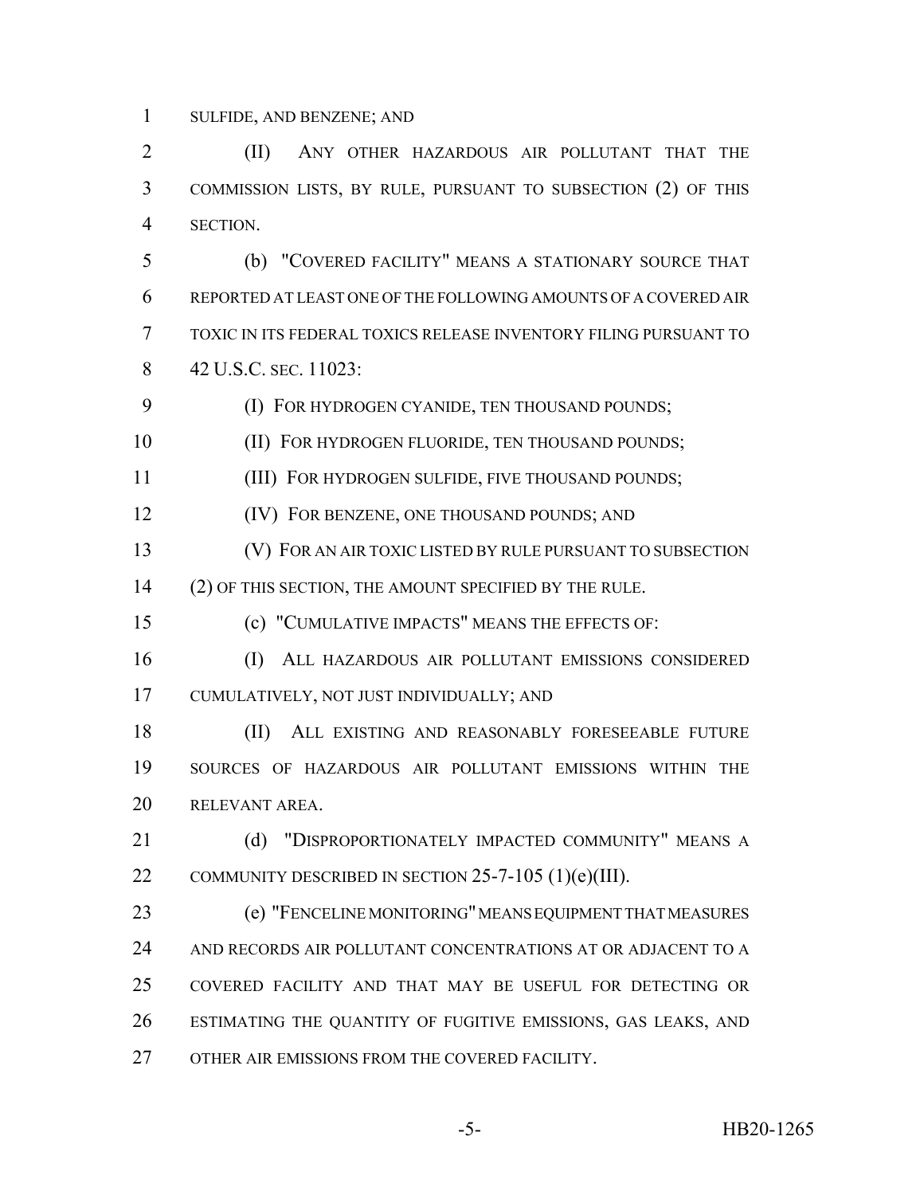SULFIDE, AND BENZENE; AND

(II) ANY OTHER HAZARDOUS AIR POLLUTANT THAT THE COMMISSION LISTS, BY RULE, PURSUANT TO SUBSECTION (2) OF THIS SECTION.

(b) "COVERED FACILITY" MEANS A STATIONARY SOURCE THAT REPORTED AT LEAST ONE OF THE FOLLOWING AMOUNTS OF A COVERED AIR TOXIC IN ITS FEDERAL TOXICS RELEASE INVENTORY FILING PURSUANT TO 42 U.S.C. SEC. 11023:

(I) FOR HYDROGEN CYANIDE, TEN THOUSAND POUNDS;

(II) FOR HYDROGEN FLUORIDE, TEN THOUSAND POUNDS;

(III) FOR HYDROGEN SULFIDE, FIVE THOUSAND POUNDS;

(IV) FOR BENZENE, ONE THOUSAND POUNDS; AND

(V) FOR AN AIR TOXIC LISTED BY RULE PURSUANT TO SUBSECTION (2) OF THIS SECTION, THE AMOUNT SPECIFIED BY THE RULE.

(c) "CUMULATIVE IMPACTS" MEANS THE EFFECTS OF:

(I) ALL HAZARDOUS AIR POLLUTANT EMISSIONS CONSIDERED CUMULATIVELY, NOT JUST INDIVIDUALLY; AND

(II) ALL EXISTING AND REASONABLY FORESEEABLE FUTURE SOURCES OF HAZARDOUS AIR POLLUTANT EMISSIONS WITHIN THE RELEVANT AREA.

(d) "DISPROPORTIONATELY IMPACTED COMMUNITY" MEANS A COMMUNITY DESCRIBED IN SECTION 25-7-105 (1)(e)(III).

(e) "FENCELINE MONITORING" MEANS EQUIPMENT THAT MEASURES AND RECORDS AIR POLLUTANT CONCENTRATIONS AT OR ADJACENT TO A COVERED FACILITY AND THAT MAY BE USEFUL FOR DETECTING OR ESTIMATING THE QUANTITY OF FUGITIVE EMISSIONS, GAS LEAKS, AND OTHER AIR EMISSIONS FROM THE COVERED FACILITY.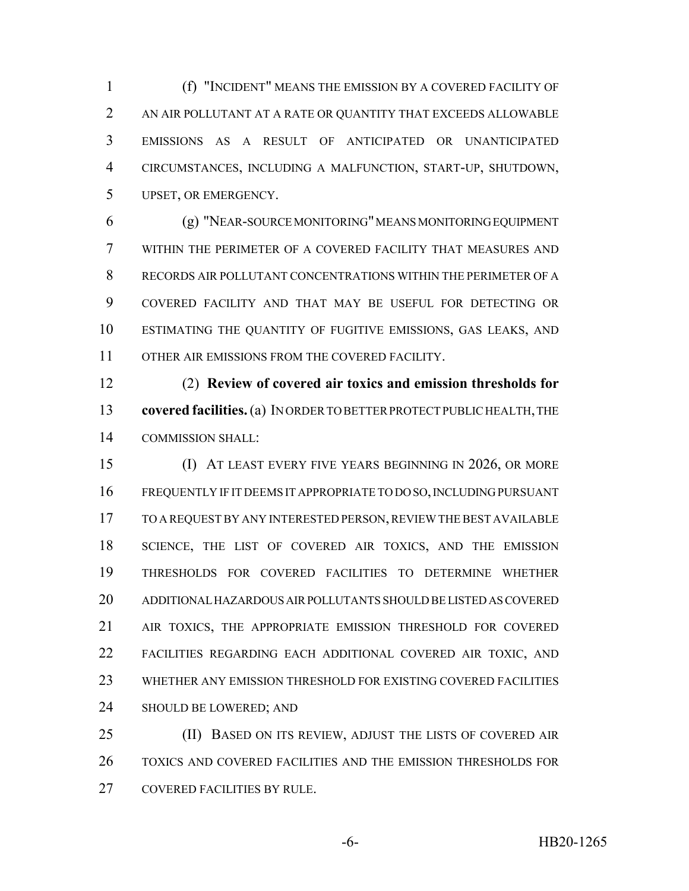(f) "INCIDENT" MEANS THE EMISSION BY A COVERED FACILITY OF AN AIR POLLUTANT AT A RATE OR QUANTITY THAT EXCEEDS ALLOWABLE EMISSIONS AS A RESULT OF ANTICIPATED OR UNANTICIPATED CIRCUMSTANCES, INCLUDING A MALFUNCTION, START-UP, SHUTDOWN, UPSET, OR EMERGENCY.

(g) "NEAR-SOURCE MONITORING" MEANS MONITORING EQUIPMENT WITHIN THE PERIMETER OF A COVERED FACILITY THAT MEASURES AND RECORDS AIR POLLUTANT CONCENTRATIONS WITHIN THE PERIMETER OF A COVERED FACILITY AND THAT MAY BE USEFUL FOR DETECTING OR ESTIMATING THE QUANTITY OF FUGITIVE EMISSIONS, GAS LEAKS, AND OTHER AIR EMISSIONS FROM THE COVERED FACILITY.

(2) **Review of covered air toxics and emission thresholds for covered facilities.** (a) IN ORDER TO BETTER PROTECT PUBLIC HEALTH, THE COMMISSION SHALL:

(I) AT LEAST EVERY FIVE YEARS BEGINNING IN 2026, OR MORE FREQUENTLY IF IT DEEMS IT APPROPRIATE TO DO SO, INCLUDING PURSUANT TO A REQUEST BY ANY INTERESTED PERSON, REVIEW THE BEST AVAILABLE SCIENCE, THE LIST OF COVERED AIR TOXICS, AND THE EMISSION THRESHOLDS FOR COVERED FACILITIES TO DETERMINE WHETHER ADDITIONAL HAZARDOUS AIR POLLUTANTS SHOULD BE LISTED AS COVERED AIR TOXICS, THE APPROPRIATE EMISSION THRESHOLD FOR COVERED FACILITIES REGARDING EACH ADDITIONAL COVERED AIR TOXIC, AND WHETHER ANY EMISSION THRESHOLD FOR EXISTING COVERED FACILITIES SHOULD BE LOWERED; AND

(II) BASED ON ITS REVIEW, ADJUST THE LISTS OF COVERED AIR TOXICS AND COVERED FACILITIES AND THE EMISSION THRESHOLDS FOR COVERED FACILITIES BY RULE.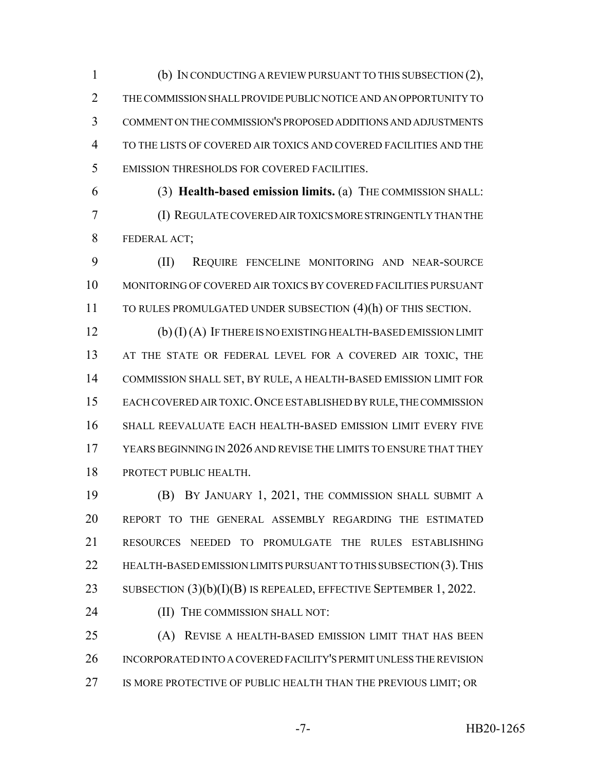(b) IN CONDUCTING A REVIEW PURSUANT TO THIS SUBSECTION (2), THE COMMISSION SHALL PROVIDE PUBLIC NOTICE AND AN OPPORTUNITY TO COMMENT ON THE COMMISSION'S PROPOSED ADDITIONS AND ADJUSTMENTS TO THE LISTS OF COVERED AIR TOXICS AND COVERED FACILITIES AND THE EMISSION THRESHOLDS FOR COVERED FACILITIES.

(3) **Health-based emission limits.** (a) THE COMMISSION SHALL:

(I) REGULATE COVERED AIR TOXICS MORE STRINGENTLY THAN THE FEDERAL ACT;

(II) REQUIRE FENCELINE MONITORING AND NEAR-SOURCE MONITORING OF COVERED AIR TOXICS BY COVERED FACILITIES PURSUANT TO RULES PROMULGATED UNDER SUBSECTION (4)(h) OF THIS SECTION.

(b) (I) (A) IF THERE IS NO EXISTING HEALTH-BASED EMISSION LIMIT AT THE STATE OR FEDERAL LEVEL FOR A COVERED AIR TOXIC, THE COMMISSION SHALL SET, BY RULE, A HEALTH-BASED EMISSION LIMIT FOR EACH COVERED AIR TOXIC. ONCE ESTABLISHED BY RULE, THE COMMISSION SHALL REEVALUATE EACH HEALTH-BASED EMISSION LIMIT EVERY FIVE YEARS BEGINNING IN 2026 AND REVISE THE LIMITS TO ENSURE THAT THEY PROTECT PUBLIC HEALTH.

(B) BY JANUARY 1, 2021, THE COMMISSION SHALL SUBMIT A REPORT TO THE GENERAL ASSEMBLY REGARDING THE ESTIMATED RESOURCES NEEDED TO PROMULGATE THE RULES ESTABLISHING HEALTH-BASED EMISSION LIMITS PURSUANT TO THIS SUBSECTION (3). THIS SUBSECTION (3)(b)(I)(B) IS REPEALED, EFFECTIVE SEPTEMBER 1, 2022.

(II) THE COMMISSION SHALL NOT:

(A) REVISE A HEALTH-BASED EMISSION LIMIT THAT HAS BEEN INCORPORATED INTO A COVERED FACILITY'S PERMIT UNLESS THE REVISION IS MORE PROTECTIVE OF PUBLIC HEALTH THAN THE PREVIOUS LIMIT; OR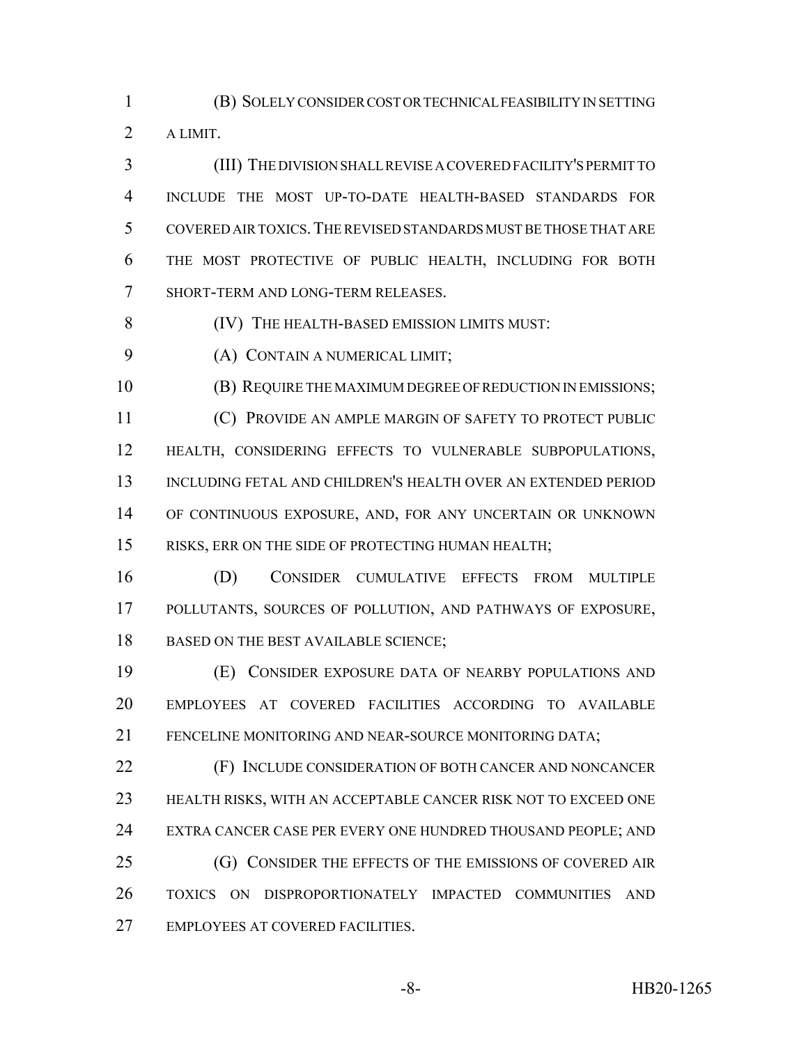(B) SOLELY CONSIDER COST OR TECHNICAL FEASIBILITY IN SETTING A LIMIT.

(III) THE DIVISION SHALL REVISE A COVERED FACILITY'S PERMIT TO INCLUDE THE MOST UP-TO-DATE HEALTH-BASED STANDARDS FOR COVERED AIR TOXICS. THE REVISED STANDARDS MUST BE THOSE THAT ARE THE MOST PROTECTIVE OF PUBLIC HEALTH, INCLUDING FOR BOTH SHORT-TERM AND LONG-TERM RELEASES.

(IV) THE HEALTH-BASED EMISSION LIMITS MUST:

(A) CONTAIN A NUMERICAL LIMIT;

(B) REQUIRE THE MAXIMUM DEGREE OF REDUCTION IN EMISSIONS;

(C) PROVIDE AN AMPLE MARGIN OF SAFETY TO PROTECT PUBLIC HEALTH, CONSIDERING EFFECTS TO VULNERABLE SUBPOPULATIONS, INCLUDING FETAL AND CHILDREN'S HEALTH OVER AN EXTENDED PERIOD OF CONTINUOUS EXPOSURE, AND, FOR ANY UNCERTAIN OR UNKNOWN RISKS, ERR ON THE SIDE OF PROTECTING HUMAN HEALTH;

(D) CONSIDER CUMULATIVE EFFECTS FROM MULTIPLE POLLUTANTS, SOURCES OF POLLUTION, AND PATHWAYS OF EXPOSURE, BASED ON THE BEST AVAILABLE SCIENCE;

(E) CONSIDER EXPOSURE DATA OF NEARBY POPULATIONS AND EMPLOYEES AT COVERED FACILITIES ACCORDING TO AVAILABLE FENCELINE MONITORING AND NEAR-SOURCE MONITORING DATA;

(F) INCLUDE CONSIDERATION OF BOTH CANCER AND NONCANCER HEALTH RISKS, WITH AN ACCEPTABLE CANCER RISK NOT TO EXCEED ONE EXTRA CANCER CASE PER EVERY ONE HUNDRED THOUSAND PEOPLE; AND

(G) CONSIDER THE EFFECTS OF THE EMISSIONS OF COVERED AIR TOXICS ON DISPROPORTIONATELY IMPACTED COMMUNITIES AND EMPLOYEES AT COVERED FACILITIES.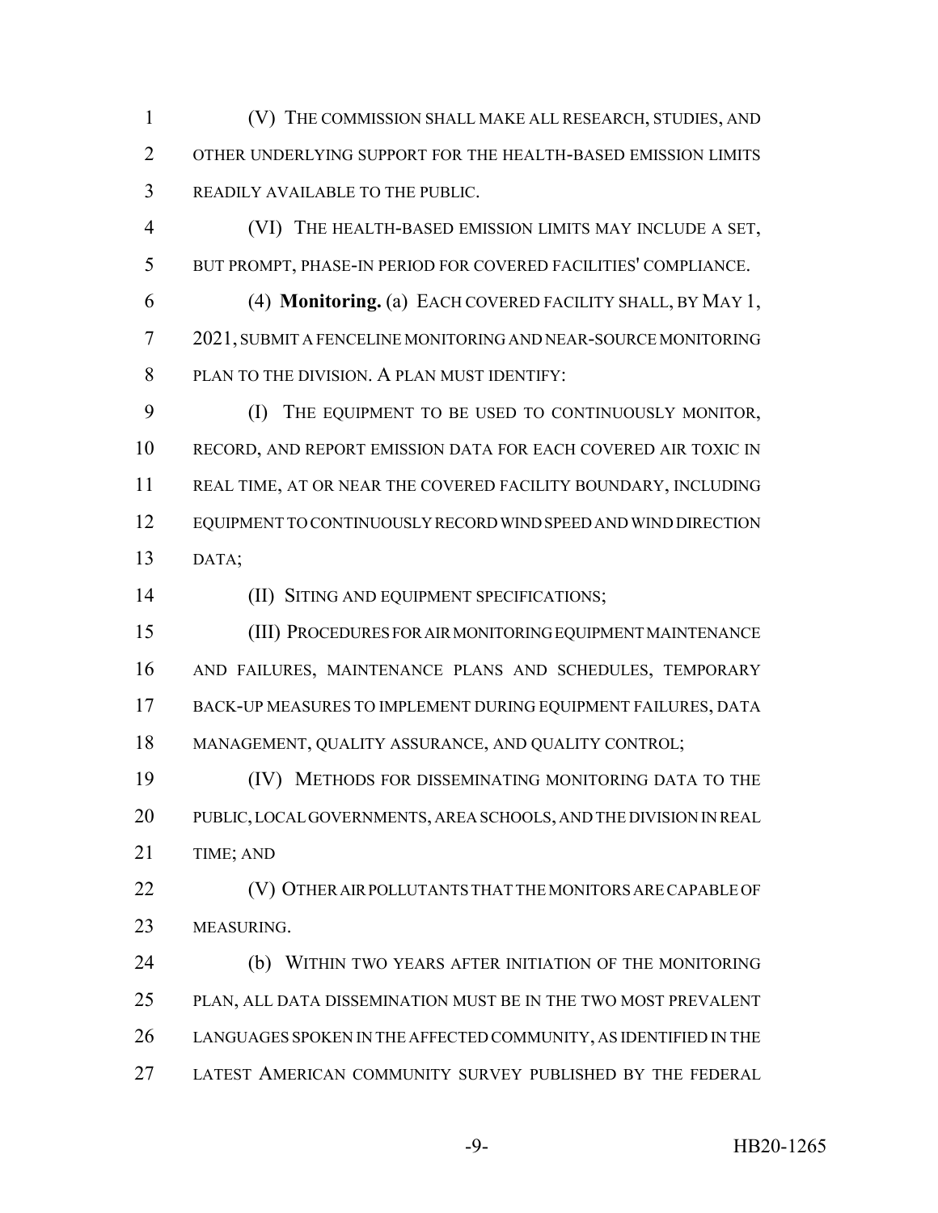(V) THE COMMISSION SHALL MAKE ALL RESEARCH, STUDIES, AND OTHER UNDERLYING SUPPORT FOR THE HEALTH-BASED EMISSION LIMITS READILY AVAILABLE TO THE PUBLIC.

(VI) THE HEALTH-BASED EMISSION LIMITS MAY INCLUDE A SET, BUT PROMPT, PHASE-IN PERIOD FOR COVERED FACILITIES' COMPLIANCE.

(4) **Monitoring.** (a) EACH COVERED FACILITY SHALL, BY MAY 1, 2021, SUBMIT A FENCELINE MONITORING AND NEAR-SOURCE MONITORING PLAN TO THE DIVISION. A PLAN MUST IDENTIFY:

(I) THE EQUIPMENT TO BE USED TO CONTINUOUSLY MONITOR, RECORD, AND REPORT EMISSION DATA FOR EACH COVERED AIR TOXIC IN REAL TIME, AT OR NEAR THE COVERED FACILITY BOUNDARY, INCLUDING EQUIPMENT TO CONTINUOUSLY RECORD WIND SPEED AND WIND DIRECTION DATA;

(II) SITING AND EQUIPMENT SPECIFICATIONS;

(III) PROCEDURES FOR AIR MONITORING EQUIPMENT MAINTENANCE AND FAILURES, MAINTENANCE PLANS AND SCHEDULES, TEMPORARY BACK-UP MEASURES TO IMPLEMENT DURING EQUIPMENT FAILURES, DATA MANAGEMENT, QUALITY ASSURANCE, AND QUALITY CONTROL;

(IV) METHODS FOR DISSEMINATING MONITORING DATA TO THE PUBLIC, LOCAL GOVERNMENTS, AREA SCHOOLS, AND THE DIVISION IN REAL TIME; AND

(V) OTHER AIR POLLUTANTS THAT THE MONITORS ARE CAPABLE OF MEASURING.

(b) WITHIN TWO YEARS AFTER INITIATION OF THE MONITORING PLAN, ALL DATA DISSEMINATION MUST BE IN THE TWO MOST PREVALENT LANGUAGES SPOKEN IN THE AFFECTED COMMUNITY, AS IDENTIFIED IN THE LATEST AMERICAN COMMUNITY SURVEY PUBLISHED BY THE FEDERAL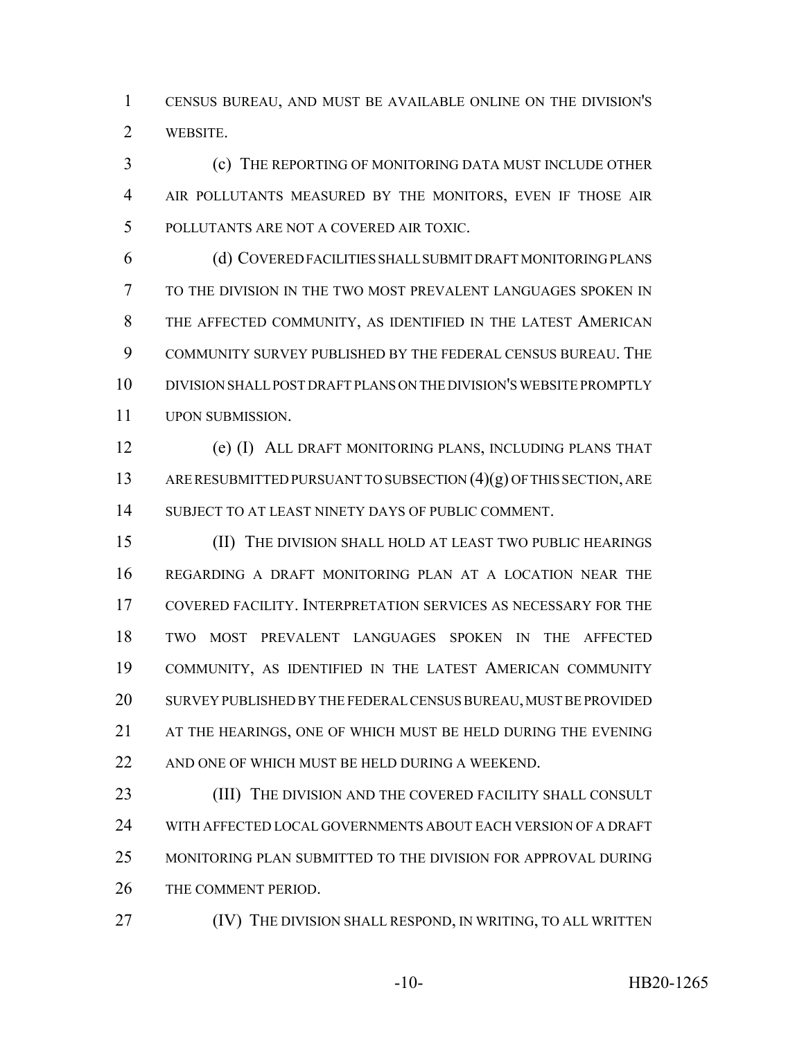CENSUS BUREAU, AND MUST BE AVAILABLE ONLINE ON THE DIVISION'S WEBSITE.

(c) THE REPORTING OF MONITORING DATA MUST INCLUDE OTHER AIR POLLUTANTS MEASURED BY THE MONITORS, EVEN IF THOSE AIR POLLUTANTS ARE NOT A COVERED AIR TOXIC.

(d) COVERED FACILITIES SHALL SUBMIT DRAFT MONITORING PLANS TO THE DIVISION IN THE TWO MOST PREVALENT LANGUAGES SPOKEN IN THE AFFECTED COMMUNITY, AS IDENTIFIED IN THE LATEST AMERICAN COMMUNITY SURVEY PUBLISHED BY THE FEDERAL CENSUS BUREAU. THE DIVISION SHALL POST DRAFT PLANS ON THE DIVISION'S WEBSITE PROMPTLY UPON SUBMISSION.

(e) (I) ALL DRAFT MONITORING PLANS, INCLUDING PLANS THAT ARE RESUBMITTED PURSUANT TO SUBSECTION (4)(g) OF THIS SECTION, ARE SUBJECT TO AT LEAST NINETY DAYS OF PUBLIC COMMENT.

(II) THE DIVISION SHALL HOLD AT LEAST TWO PUBLIC HEARINGS REGARDING A DRAFT MONITORING PLAN AT A LOCATION NEAR THE COVERED FACILITY. INTERPRETATION SERVICES AS NECESSARY FOR THE TWO MOST PREVALENT LANGUAGES SPOKEN IN THE AFFECTED COMMUNITY, AS IDENTIFIED IN THE LATEST AMERICAN COMMUNITY SURVEY PUBLISHED BY THE FEDERAL CENSUS BUREAU, MUST BE PROVIDED AT THE HEARINGS, ONE OF WHICH MUST BE HELD DURING THE EVENING AND ONE OF WHICH MUST BE HELD DURING A WEEKEND.

(III) THE DIVISION AND THE COVERED FACILITY SHALL CONSULT WITH AFFECTED LOCAL GOVERNMENTS ABOUT EACH VERSION OF A DRAFT MONITORING PLAN SUBMITTED TO THE DIVISION FOR APPROVAL DURING THE COMMENT PERIOD.

(IV) THE DIVISION SHALL RESPOND, IN WRITING, TO ALL WRITTEN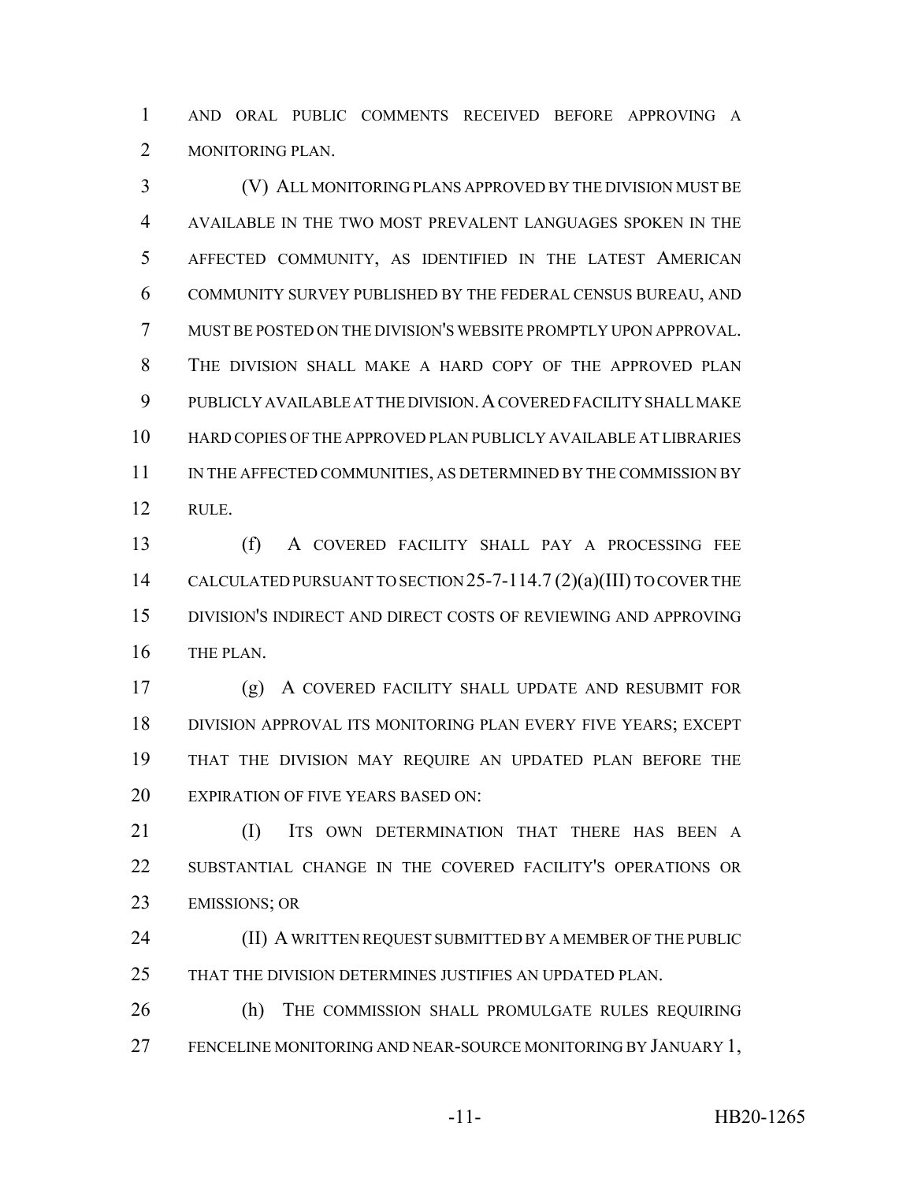AND ORAL PUBLIC COMMENTS RECEIVED BEFORE APPROVING A MONITORING PLAN.

(V) ALL MONITORING PLANS APPROVED BY THE DIVISION MUST BE AVAILABLE IN THE TWO MOST PREVALENT LANGUAGES SPOKEN IN THE AFFECTED COMMUNITY, AS IDENTIFIED IN THE LATEST AMERICAN COMMUNITY SURVEY PUBLISHED BY THE FEDERAL CENSUS BUREAU, AND MUST BE POSTED ON THE DIVISION'S WEBSITE PROMPTLY UPON APPROVAL. THE DIVISION SHALL MAKE A HARD COPY OF THE APPROVED PLAN PUBLICLY AVAILABLE AT THE DIVISION. A COVERED FACILITY SHALL MAKE HARD COPIES OF THE APPROVED PLAN PUBLICLY AVAILABLE AT LIBRARIES IN THE AFFECTED COMMUNITIES, AS DETERMINED BY THE COMMISSION BY RULE.

(f) A COVERED FACILITY SHALL PAY A PROCESSING FEE CALCULATED PURSUANT TO SECTION 25-7-114.7 (2)(a)(III) TO COVER THE DIVISION'S INDIRECT AND DIRECT COSTS OF REVIEWING AND APPROVING THE PLAN.

(g) A COVERED FACILITY SHALL UPDATE AND RESUBMIT FOR DIVISION APPROVAL ITS MONITORING PLAN EVERY FIVE YEARS; EXCEPT THAT THE DIVISION MAY REQUIRE AN UPDATED PLAN BEFORE THE EXPIRATION OF FIVE YEARS BASED ON:

(I) ITS OWN DETERMINATION THAT THERE HAS BEEN A SUBSTANTIAL CHANGE IN THE COVERED FACILITY'S OPERATIONS OR EMISSIONS; OR

(II) A WRITTEN REQUEST SUBMITTED BY A MEMBER OF THE PUBLIC THAT THE DIVISION DETERMINES JUSTIFIES AN UPDATED PLAN.

(h) THE COMMISSION SHALL PROMULGATE RULES REQUIRING FENCELINE MONITORING AND NEAR-SOURCE MONITORING BY JANUARY 1,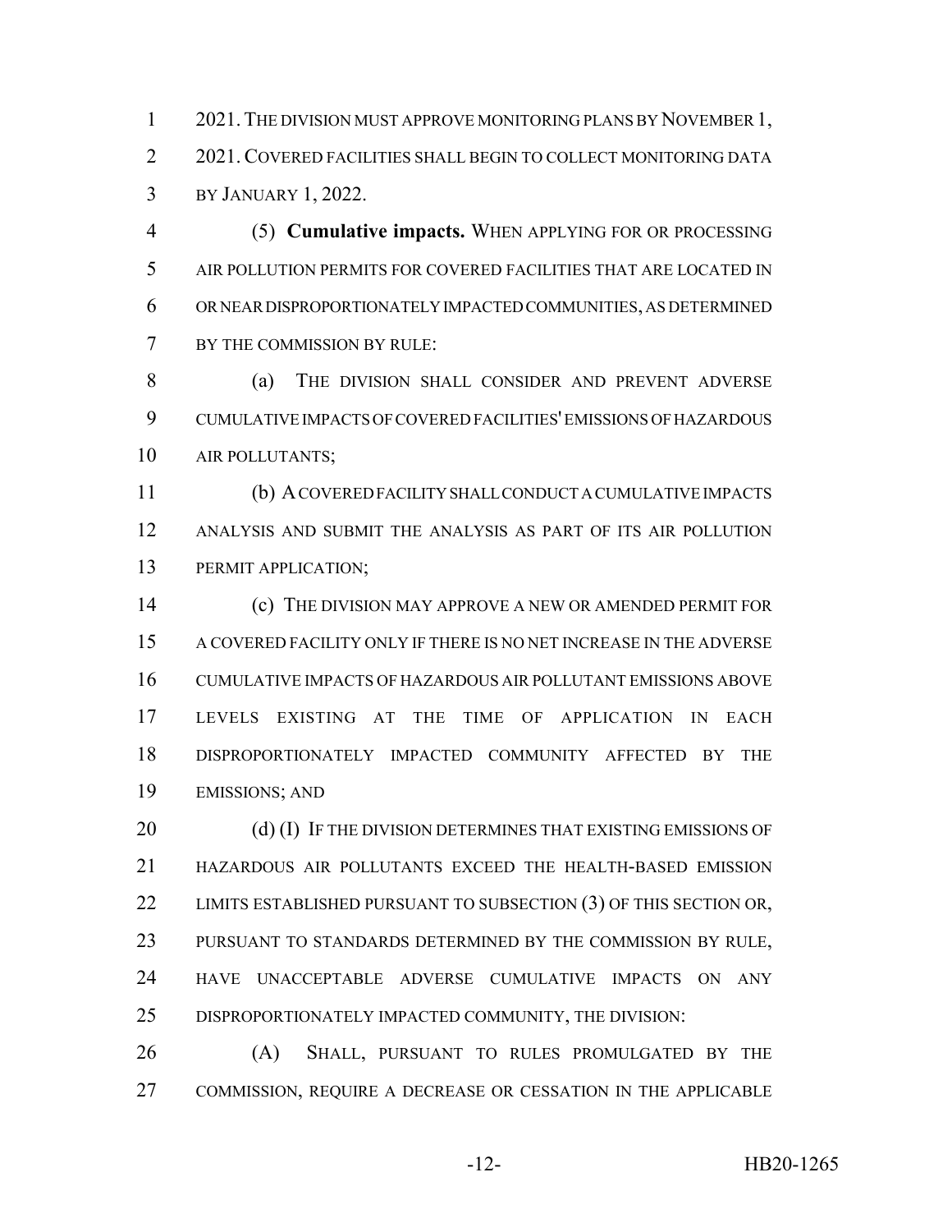2021. THE DIVISION MUST APPROVE MONITORING PLANS BY NOVEMBER 1, 2021. COVERED FACILITIES SHALL BEGIN TO COLLECT MONITORING DATA BY JANUARY 1, 2022.

(5) **Cumulative impacts.** WHEN APPLYING FOR OR PROCESSING AIR POLLUTION PERMITS FOR COVERED FACILITIES THAT ARE LOCATED IN OR NEAR DISPROPORTIONATELY IMPACTED COMMUNITIES, AS DETERMINED BY THE COMMISSION BY RULE:

(a) THE DIVISION SHALL CONSIDER AND PREVENT ADVERSE CUMULATIVE IMPACTS OF COVERED FACILITIES' EMISSIONS OF HAZARDOUS AIR POLLUTANTS;

(b) A COVERED FACILITY SHALL CONDUCT A CUMULATIVE IMPACTS ANALYSIS AND SUBMIT THE ANALYSIS AS PART OF ITS AIR POLLUTION PERMIT APPLICATION;

(c) THE DIVISION MAY APPROVE A NEW OR AMENDED PERMIT FOR A COVERED FACILITY ONLY IF THERE IS NO NET INCREASE IN THE ADVERSE CUMULATIVE IMPACTS OF HAZARDOUS AIR POLLUTANT EMISSIONS ABOVE LEVELS EXISTING AT THE TIME OF APPLICATION IN EACH DISPROPORTIONATELY IMPACTED COMMUNITY AFFECTED BY THE EMISSIONS; AND

(d) (I) IF THE DIVISION DETERMINES THAT EXISTING EMISSIONS OF HAZARDOUS AIR POLLUTANTS EXCEED THE HEALTH-BASED EMISSION LIMITS ESTABLISHED PURSUANT TO SUBSECTION (3) OF THIS SECTION OR, PURSUANT TO STANDARDS DETERMINED BY THE COMMISSION BY RULE, HAVE UNACCEPTABLE ADVERSE CUMULATIVE IMPACTS ON ANY DISPROPORTIONATELY IMPACTED COMMUNITY, THE DIVISION:

(A) SHALL, PURSUANT TO RULES PROMULGATED BY THE COMMISSION, REQUIRE A DECREASE OR CESSATION IN THE APPLICABLE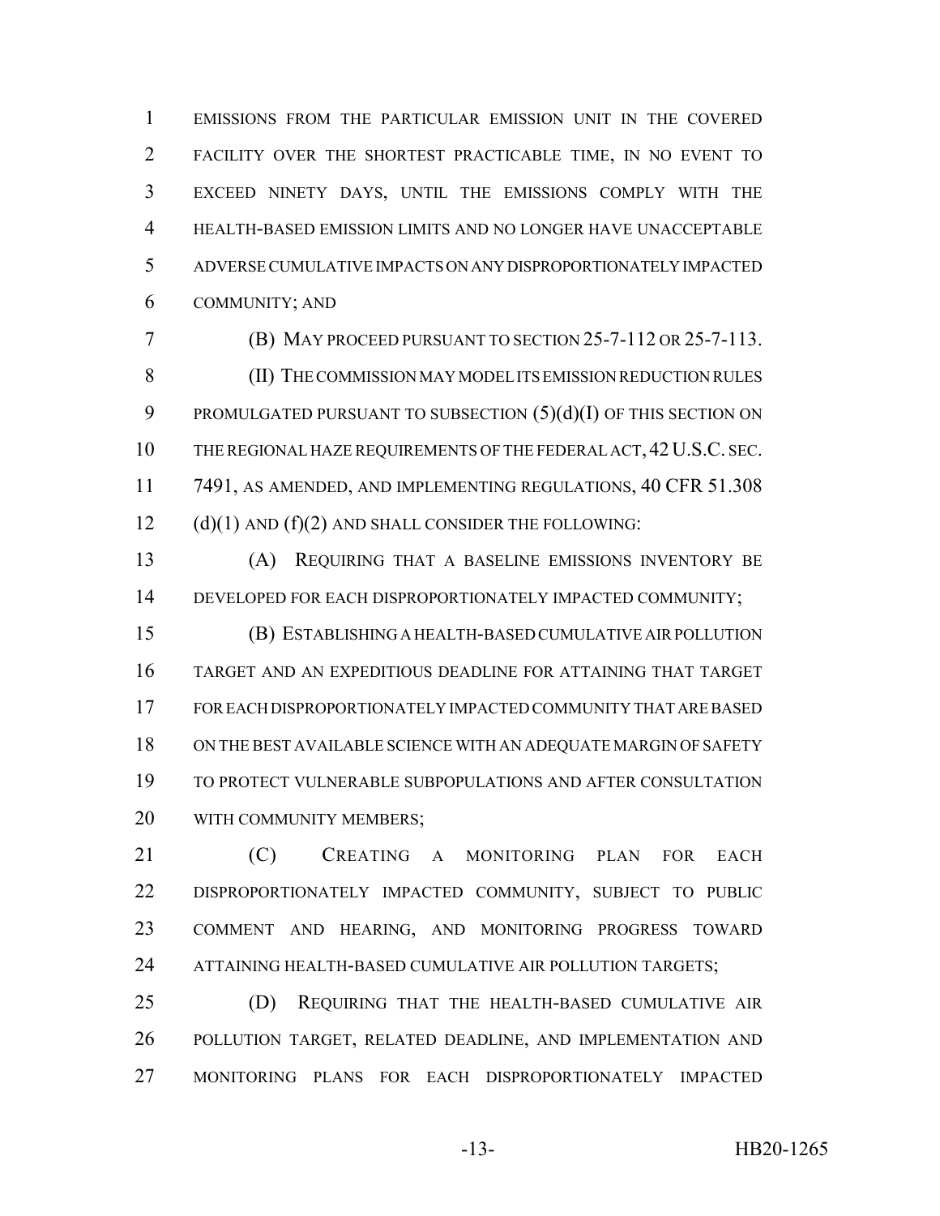EMISSIONS FROM THE PARTICULAR EMISSION UNIT IN THE COVERED FACILITY OVER THE SHORTEST PRACTICABLE TIME, IN NO EVENT TO EXCEED NINETY DAYS, UNTIL THE EMISSIONS COMPLY WITH THE HEALTH-BASED EMISSION LIMITS AND NO LONGER HAVE UNACCEPTABLE ADVERSE CUMULATIVE IMPACTS ON ANY DISPROPORTIONATELY IMPACTED COMMUNITY; AND

(B) MAY PROCEED PURSUANT TO SECTION 25-7-112 OR 25-7-113.

(II) THE COMMISSION MAY MODEL ITS EMISSION REDUCTION RULES PROMULGATED PURSUANT TO SUBSECTION (5)(d)(I) OF THIS SECTION ON THE REGIONAL HAZE REQUIREMENTS OF THE FEDERAL ACT, 42 U.S.C. SEC. 7491, AS AMENDED, AND IMPLEMENTING REGULATIONS, 40 CFR 51.308 (d)(1) AND (f)(2) AND SHALL CONSIDER THE FOLLOWING:

(A) REQUIRING THAT A BASELINE EMISSIONS INVENTORY BE DEVELOPED FOR EACH DISPROPORTIONATELY IMPACTED COMMUNITY;

(B) ESTABLISHING A HEALTH-BASED CUMULATIVE AIR POLLUTION TARGET AND AN EXPEDITIOUS DEADLINE FOR ATTAINING THAT TARGET FOR EACH DISPROPORTIONATELY IMPACTED COMMUNITY THAT ARE BASED ON THE BEST AVAILABLE SCIENCE WITH AN ADEQUATE MARGIN OF SAFETY TO PROTECT VULNERABLE SUBPOPULATIONS AND AFTER CONSULTATION WITH COMMUNITY MEMBERS;

(C) CREATING A MONITORING PLAN FOR EACH DISPROPORTIONATELY IMPACTED COMMUNITY, SUBJECT TO PUBLIC COMMENT AND HEARING, AND MONITORING PROGRESS TOWARD ATTAINING HEALTH-BASED CUMULATIVE AIR POLLUTION TARGETS;

(D) REQUIRING THAT THE HEALTH-BASED CUMULATIVE AIR POLLUTION TARGET, RELATED DEADLINE, AND IMPLEMENTATION AND MONITORING PLANS FOR EACH DISPROPORTIONATELY IMPACTED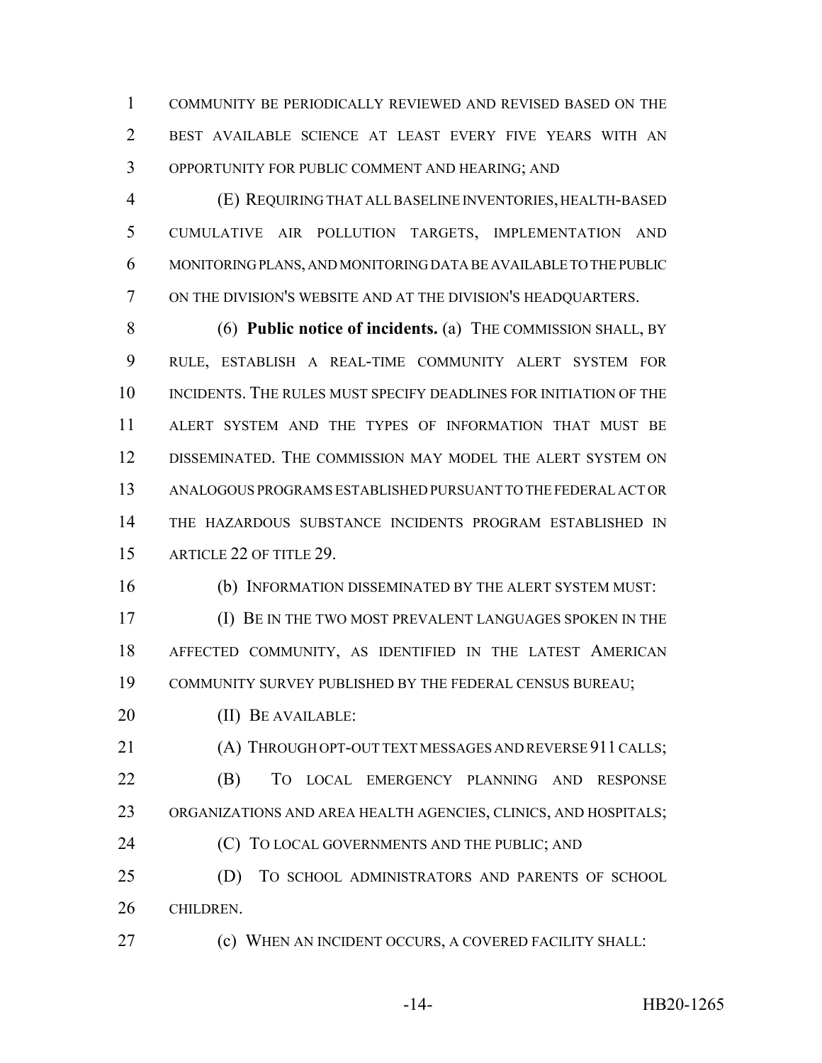COMMUNITY BE PERIODICALLY REVIEWED AND REVISED BASED ON THE BEST AVAILABLE SCIENCE AT LEAST EVERY FIVE YEARS WITH AN OPPORTUNITY FOR PUBLIC COMMENT AND HEARING; AND

(E) REQUIRING THAT ALL BASELINE INVENTORIES, HEALTH-BASED CUMULATIVE AIR POLLUTION TARGETS, IMPLEMENTATION AND MONITORING PLANS, AND MONITORING DATA BE AVAILABLE TO THE PUBLIC ON THE DIVISION'S WEBSITE AND AT THE DIVISION'S HEADQUARTERS.

(6) **Public notice of incidents.** (a) THE COMMISSION SHALL, BY RULE, ESTABLISH A REAL-TIME COMMUNITY ALERT SYSTEM FOR INCIDENTS. THE RULES MUST SPECIFY DEADLINES FOR INITIATION OF THE ALERT SYSTEM AND THE TYPES OF INFORMATION THAT MUST BE DISSEMINATED. THE COMMISSION MAY MODEL THE ALERT SYSTEM ON ANALOGOUS PROGRAMS ESTABLISHED PURSUANT TO THE FEDERAL ACT OR THE HAZARDOUS SUBSTANCE INCIDENTS PROGRAM ESTABLISHED IN ARTICLE 22 OF TITLE 29.

(b) INFORMATION DISSEMINATED BY THE ALERT SYSTEM MUST:

(I) BE IN THE TWO MOST PREVALENT LANGUAGES SPOKEN IN THE AFFECTED COMMUNITY, AS IDENTIFIED IN THE LATEST AMERICAN COMMUNITY SURVEY PUBLISHED BY THE FEDERAL CENSUS BUREAU;

(II) BE AVAILABLE:

(A) THROUGH OPT-OUT TEXT MESSAGES AND REVERSE 911 CALLS;

(B) TO LOCAL EMERGENCY PLANNING AND RESPONSE ORGANIZATIONS AND AREA HEALTH AGENCIES, CLINICS, AND HOSPITALS;

(C) TO LOCAL GOVERNMENTS AND THE PUBLIC; AND

(D) TO SCHOOL ADMINISTRATORS AND PARENTS OF SCHOOL CHILDREN.

(c) WHEN AN INCIDENT OCCURS, A COVERED FACILITY SHALL: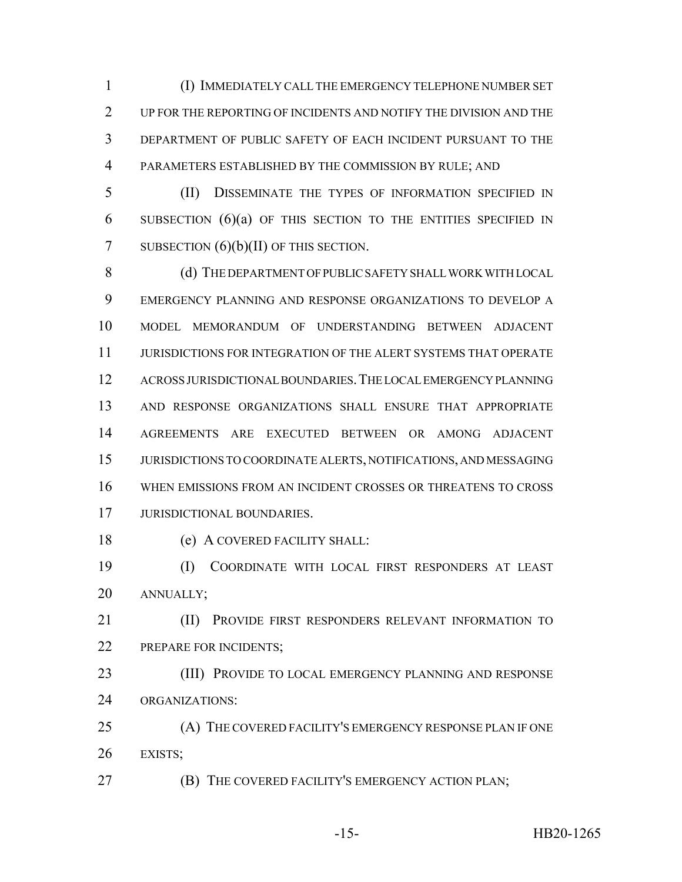(I) IMMEDIATELY CALL THE EMERGENCY TELEPHONE NUMBER SET UP FOR THE REPORTING OF INCIDENTS AND NOTIFY THE DIVISION AND THE DEPARTMENT OF PUBLIC SAFETY OF EACH INCIDENT PURSUANT TO THE PARAMETERS ESTABLISHED BY THE COMMISSION BY RULE; AND

(II) DISSEMINATE THE TYPES OF INFORMATION SPECIFIED IN SUBSECTION (6)(a) OF THIS SECTION TO THE ENTITIES SPECIFIED IN SUBSECTION (6)(b)(II) OF THIS SECTION.

(d) THE DEPARTMENT OF PUBLIC SAFETY SHALL WORK WITH LOCAL EMERGENCY PLANNING AND RESPONSE ORGANIZATIONS TO DEVELOP A MODEL MEMORANDUM OF UNDERSTANDING BETWEEN ADJACENT JURISDICTIONS FOR INTEGRATION OF THE ALERT SYSTEMS THAT OPERATE ACROSS JURISDICTIONAL BOUNDARIES. THE LOCAL EMERGENCY PLANNING AND RESPONSE ORGANIZATIONS SHALL ENSURE THAT APPROPRIATE AGREEMENTS ARE EXECUTED BETWEEN OR AMONG ADJACENT JURISDICTIONS TO COORDINATE ALERTS, NOTIFICATIONS, AND MESSAGING WHEN EMISSIONS FROM AN INCIDENT CROSSES OR THREATENS TO CROSS JURISDICTIONAL BOUNDARIES.

(e) A COVERED FACILITY SHALL:

(I) COORDINATE WITH LOCAL FIRST RESPONDERS AT LEAST ANNUALLY;

(II) PROVIDE FIRST RESPONDERS RELEVANT INFORMATION TO PREPARE FOR INCIDENTS;

(III) PROVIDE TO LOCAL EMERGENCY PLANNING AND RESPONSE ORGANIZATIONS:

(A) THE COVERED FACILITY'S EMERGENCY RESPONSE PLAN IF ONE EXISTS;

(B) THE COVERED FACILITY'S EMERGENCY ACTION PLAN;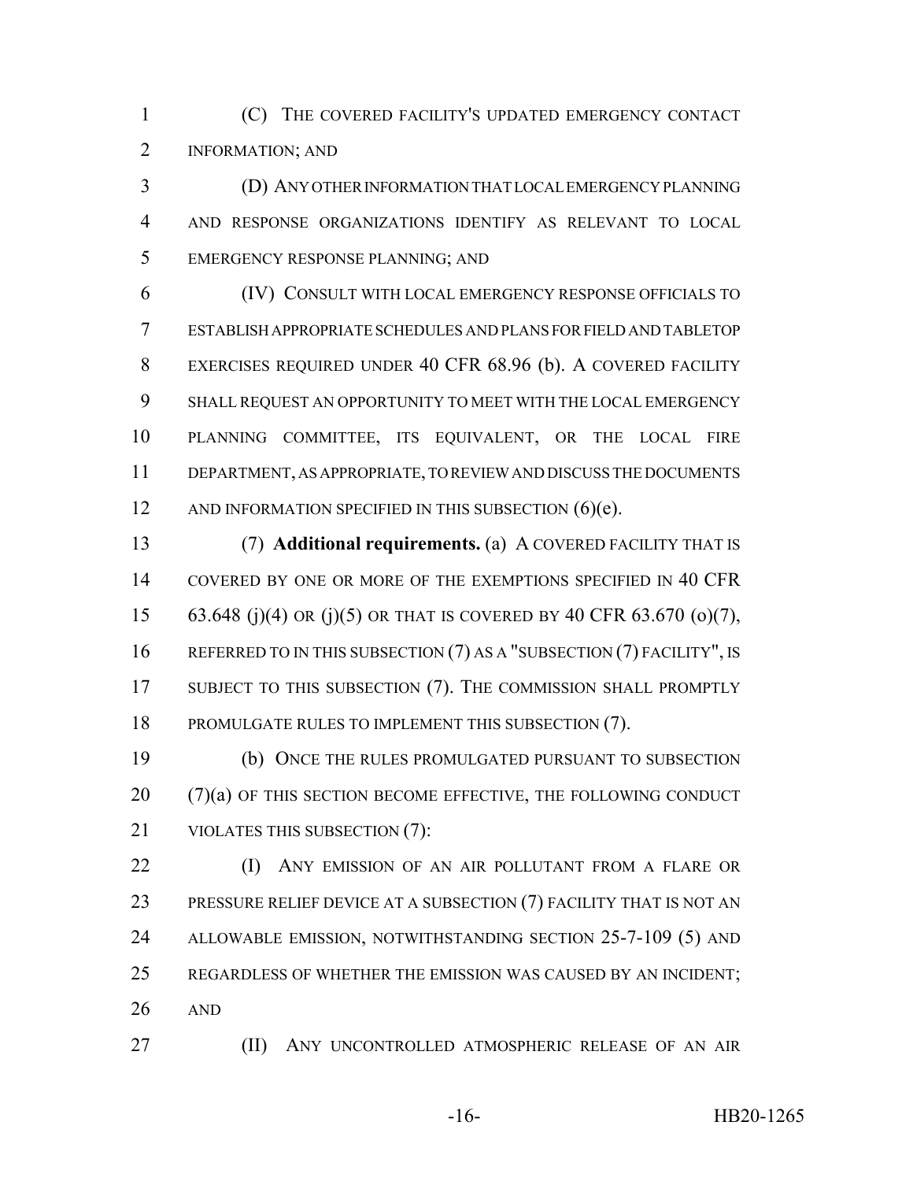(C) THE COVERED FACILITY'S UPDATED EMERGENCY CONTACT INFORMATION; AND

(D) ANY OTHER INFORMATION THAT LOCAL EMERGENCY PLANNING AND RESPONSE ORGANIZATIONS IDENTIFY AS RELEVANT TO LOCAL EMERGENCY RESPONSE PLANNING; AND

(IV) CONSULT WITH LOCAL EMERGENCY RESPONSE OFFICIALS TO ESTABLISH APPROPRIATE SCHEDULES AND PLANS FOR FIELD AND TABLETOP EXERCISES REQUIRED UNDER 40 CFR 68.96 (b). A COVERED FACILITY SHALL REQUEST AN OPPORTUNITY TO MEET WITH THE LOCAL EMERGENCY PLANNING COMMITTEE, ITS EQUIVALENT, OR THE LOCAL FIRE DEPARTMENT, AS APPROPRIATE, TO REVIEW AND DISCUSS THE DOCUMENTS AND INFORMATION SPECIFIED IN THIS SUBSECTION (6)(e).

(7) **Additional requirements.** (a) A COVERED FACILITY THAT IS COVERED BY ONE OR MORE OF THE EXEMPTIONS SPECIFIED IN 40 CFR 63.648 (j)(4) OR (j)(5) OR THAT IS COVERED BY 40 CFR 63.670 (o)(7), REFERRED TO IN THIS SUBSECTION (7) AS A "SUBSECTION (7) FACILITY", IS SUBJECT TO THIS SUBSECTION (7). THE COMMISSION SHALL PROMPTLY PROMULGATE RULES TO IMPLEMENT THIS SUBSECTION (7).

(b) ONCE THE RULES PROMULGATED PURSUANT TO SUBSECTION (7)(a) OF THIS SECTION BECOME EFFECTIVE, THE FOLLOWING CONDUCT VIOLATES THIS SUBSECTION (7):

(I) ANY EMISSION OF AN AIR POLLUTANT FROM A FLARE OR PRESSURE RELIEF DEVICE AT A SUBSECTION (7) FACILITY THAT IS NOT AN ALLOWABLE EMISSION, NOTWITHSTANDING SECTION 25-7-109 (5) AND REGARDLESS OF WHETHER THE EMISSION WAS CAUSED BY AN INCIDENT; AND

(II) ANY UNCONTROLLED ATMOSPHERIC RELEASE OF AN AIR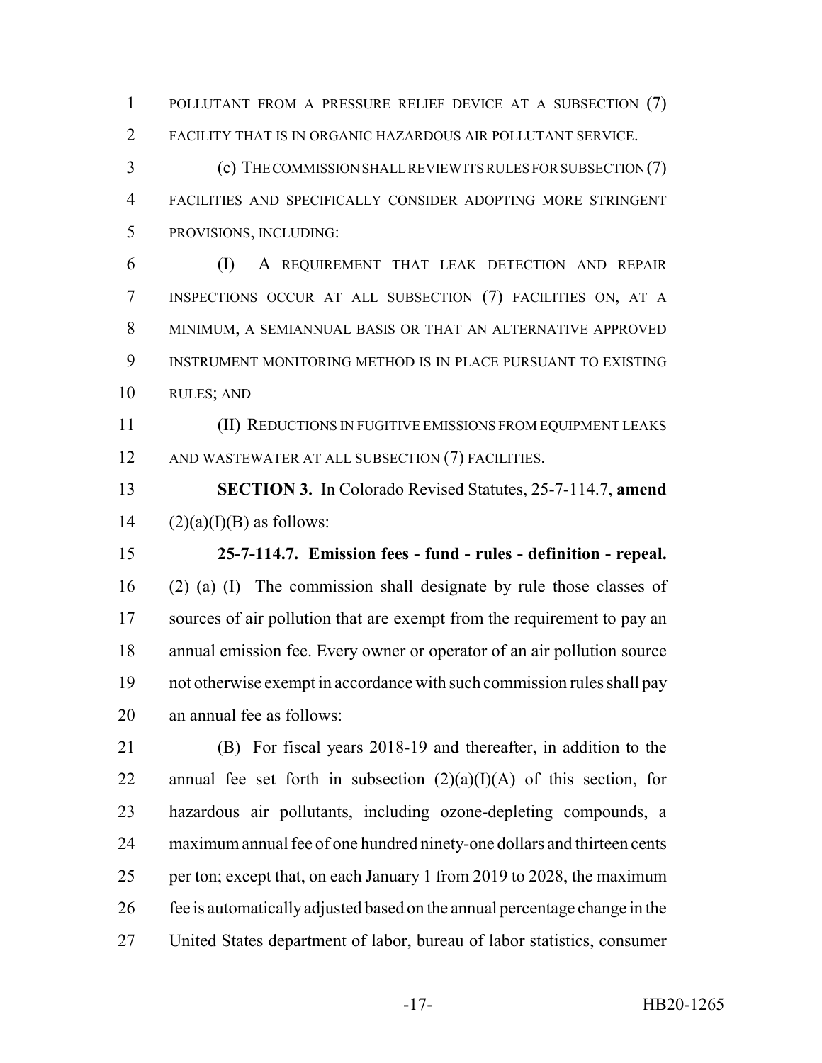POLLUTANT FROM A PRESSURE RELIEF DEVICE AT A SUBSECTION (7) FACILITY THAT IS IN ORGANIC HAZARDOUS AIR POLLUTANT SERVICE.

(c) THE COMMISSION SHALL REVIEW ITS RULES FOR SUBSECTION (7) FACILITIES AND SPECIFICALLY CONSIDER ADOPTING MORE STRINGENT PROVISIONS, INCLUDING:

(I) A REQUIREMENT THAT LEAK DETECTION AND REPAIR INSPECTIONS OCCUR AT ALL SUBSECTION (7) FACILITIES ON, AT A MINIMUM, A SEMIANNUAL BASIS OR THAT AN ALTERNATIVE APPROVED INSTRUMENT MONITORING METHOD IS IN PLACE PURSUANT TO EXISTING RULES; AND

(II) REDUCTIONS IN FUGITIVE EMISSIONS FROM EQUIPMENT LEAKS AND WASTEWATER AT ALL SUBSECTION (7) FACILITIES.

**SECTION 3.** In Colorado Revised Statutes, 25-7-114.7, **amend** (2)(a)(I)(B) as follows:

**25-7-114.7. Emission fees - fund - rules - definition - repeal.** (2) (a) (I) The commission shall designate by rule those classes of sources of air pollution that are exempt from the requirement to pay an annual emission fee. Every owner or operator of an air pollution source not otherwise exempt in accordance with such commission rules shall pay an annual fee as follows:

(B) For fiscal years 2018-19 and thereafter, in addition to the annual fee set forth in subsection (2)(a)(I)(A) of this section, for hazardous air pollutants, including ozone-depleting compounds, a maximum annual fee of one hundred ninety-one dollars and thirteen cents per ton; except that, on each January 1 from 2019 to 2028, the maximum fee is automatically adjusted based on the annual percentage change in the United States department of labor, bureau of labor statistics, consumer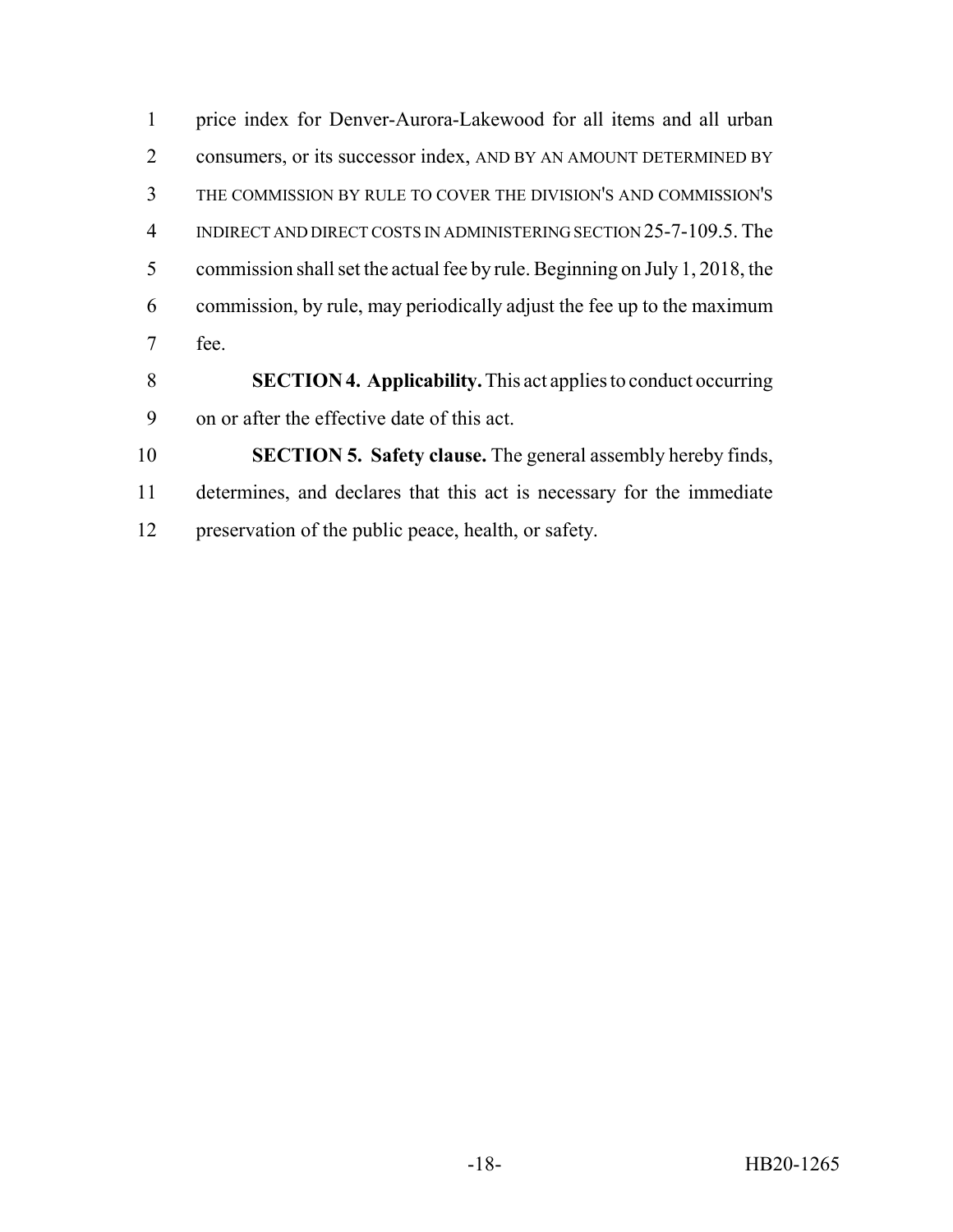price index for Denver-Aurora-Lakewood for all items and all urban consumers, or its successor index, AND BY AN AMOUNT DETERMINED BY THE COMMISSION BY RULE TO COVER THE DIVISION'S AND COMMISSION'S INDIRECT AND DIRECT COSTS IN ADMINISTERING SECTION 25-7-109.5. The commission shall set the actual fee by rule. Beginning on July 1, 2018, the commission, by rule, may periodically adjust the fee up to the maximum fee.

**SECTION 4. Applicability.** This act applies to conduct occurring on or after the effective date of this act.

**SECTION 5. Safety clause.** The general assembly hereby finds, determines, and declares that this act is necessary for the immediate preservation of the public peace, health, or safety.